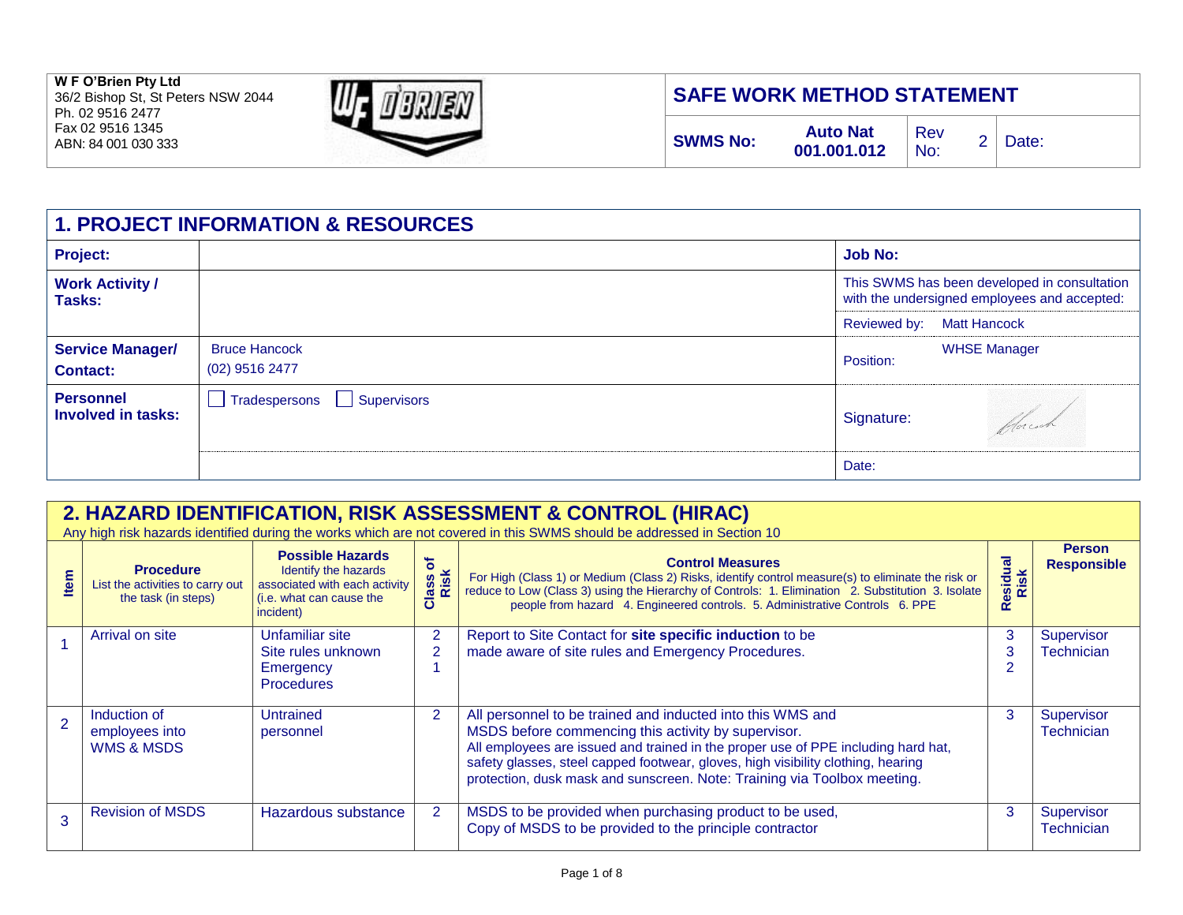**W F O'Brien Pty Ltd**
36/2 Bishop St, St Peters NSW 2044
Ph. 02 9516 2477
Fax 02 9516 1345
ABN: 84 001 030 333

# SAFE WORK METHOD STATEMENT

| SWMS No: | Auto Nat 001.001.012 | Rev No: | 2 | Date: |
|---|---|---|---|---|

## 1. PROJECT INFORMATION & RESOURCES

| | | | |
|---|---|---|---|
| **Project:** | | **Job No:** | |
| **Work Activity / Tasks:** | | This SWMS has been developed in consultation with the undersigned employees and accepted: | |
| | | Reviewed by: | Matt Hancock |
| **Service Manager/ Contact:** | Bruce Hancock (02) 9516 2477 | Position: | WHSE Manager |
| **Personnel Involved in tasks:** | ☐ Tradespersons ☐ Supervisors | Signature: | |
| | | Date: | |

## 2. HAZARD IDENTIFICATION, RISK ASSESSMENT & CONTROL (HIRAC)

Any high risk hazards identified during the works which are not covered in this SWMS should be addressed in Section 10

| Item | **Procedure** List the activities to carry out the task (in steps) | **Possible Hazards** Identify the hazards associated with each activity (i.e. what can cause the incident) | Class of Risk | **Control Measures** For High (Class 1) or Medium (Class 2) Risks, identify control measure(s) to eliminate the risk or reduce to Low (Class 3) using the Hierarchy of Controls: 1. Elimination 2. Substitution 3. Isolate people from hazard 4. Engineered controls. 5. Administrative Controls 6. PPE | Residual Risk | **Person Responsible** |
|---|---|---|---|---|---|---|
| 1 | Arrival on site | Unfamiliar site<br>Site rules unknown<br>Emergency Procedures | 2<br>2<br>1 | Report to Site Contact for **site specific induction** to be made aware of site rules and Emergency Procedures. | 3<br>3<br>2 | Supervisor Technician |
| 2 | Induction of employees into WMS & MSDS | Untrained personnel | 2 | All personnel to be trained and inducted into this WMS and MSDS before commencing this activity by supervisor.<br>All employees are issued and trained in the proper use of PPE including hard hat, safety glasses, steel capped footwear, gloves, high visibility clothing, hearing protection, dusk mask and sunscreen. Note: Training via Toolbox meeting. | 3 | Supervisor Technician |
| 3 | Revision of MSDS | Hazardous substance | 2 | MSDS to be provided when purchasing product to be used,<br>Copy of MSDS to be provided to the principle contractor | 3 | Supervisor Technician |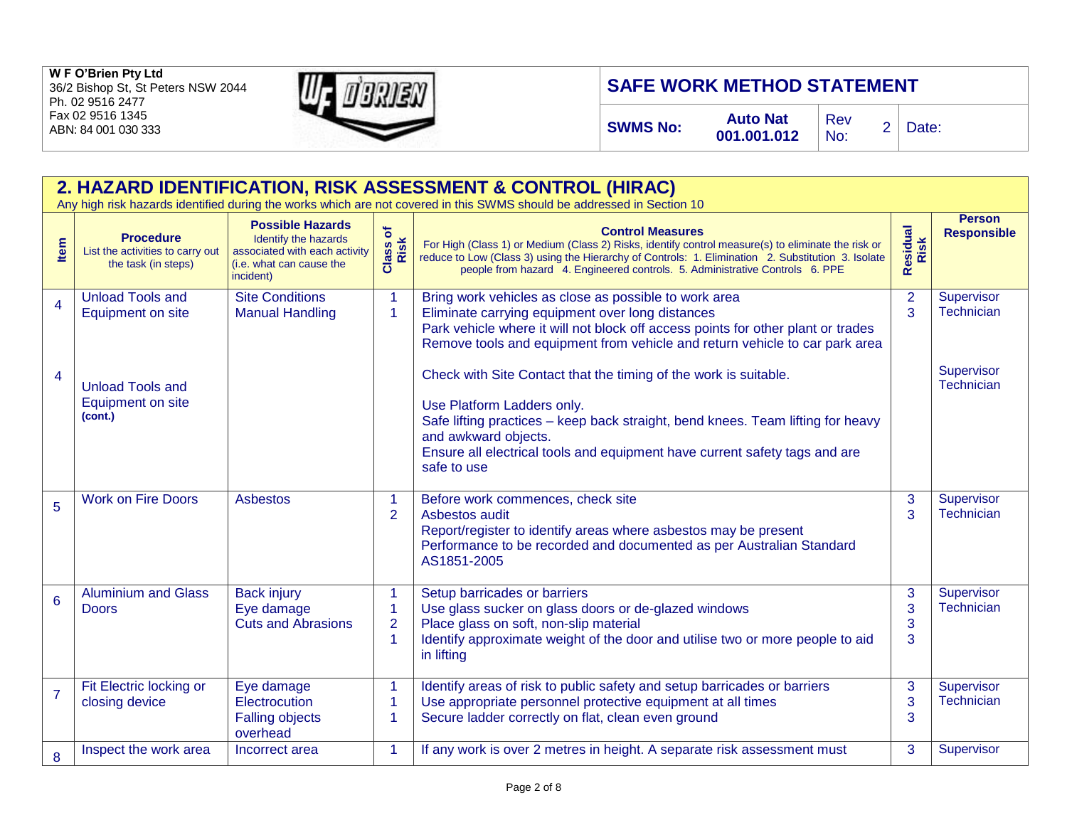**W F O'Brien Pty Ltd**
36/2 Bishop St, St Peters NSW 2044
Ph. 02 9516 2477
Fax 02 9516 1345
ABN: 84 001 030 333

## SAFE WORK METHOD STATEMENT

| SWMS No: | Auto Nat 001.001.012 | Rev No: | 2 | Date: |
|---|---|---|---|---|

## 2. HAZARD IDENTIFICATION, RISK ASSESSMENT & CONTROL (HIRAC)

Any high risk hazards identified during the works which are not covered in this SWMS should be addressed in Section 10

| Item | Procedure<br>List the activities to carry out the task (in steps) | Possible Hazards<br>Identify the hazards associated with each activity (i.e. what can cause the incident) | Class of Risk | Control Measures<br>For High (Class 1) or Medium (Class 2) Risks, identify control measure(s) to eliminate the risk or reduce to Low (Class 3) using the Hierarchy of Controls: 1. Elimination 2. Substitution 3. Isolate people from hazard 4. Engineered controls. 5. Administrative Controls 6. PPE | Residual Risk | Person Responsible |
|---|---|---|---|---|---|---|
| 4 | Unload Tools and Equipment on site | Site Conditions<br>Manual Handling | 1<br>1 | Bring work vehicles as close as possible to work area<br>Eliminate carrying equipment over long distances<br>Park vehicle where it will not block off access points for other plant or trades<br>Remove tools and equipment from vehicle and return vehicle to car park area | 2<br>3 | Supervisor<br>Technician |
| 4 | Unload Tools and Equipment on site **(cont.)** | | | Check with Site Contact that the timing of the work is suitable.<br><br>Use Platform Ladders only.<br>Safe lifting practices – keep back straight, bend knees. Team lifting for heavy and awkward objects.<br>Ensure all electrical tools and equipment have current safety tags and are safe to use | | Supervisor<br>Technician |
| 5 | Work on Fire Doors | Asbestos | 1<br>2 | Before work commences, check site<br>Asbestos audit<br>Report/register to identify areas where asbestos may be present<br>Performance to be recorded and documented as per Australian Standard AS1851-2005 | 3<br>3 | Supervisor<br>Technician |
| 6 | Aluminium and Glass Doors | Back injury<br>Eye damage<br>Cuts and Abrasions | 1<br>1<br>2<br>1 | Setup barricades or barriers<br>Use glass sucker on glass doors or de-glazed windows<br>Place glass on soft, non-slip material<br>Identify approximate weight of the door and utilise two or more people to aid in lifting | 3<br>3<br>3<br>3 | Supervisor<br>Technician |
| 7 | Fit Electric locking or closing device | Eye damage<br>Electrocution<br>Falling objects overhead | 1<br>1<br>1 | Identify areas of risk to public safety and setup barricades or barriers<br>Use appropriate personnel protective equipment at all times<br>Secure ladder correctly on flat, clean even ground | 3<br>3<br>3 | Supervisor<br>Technician |
| 8 | Inspect the work area | Incorrect area | 1 | If any work is over 2 metres in height. A separate risk assessment must | 3 | Supervisor |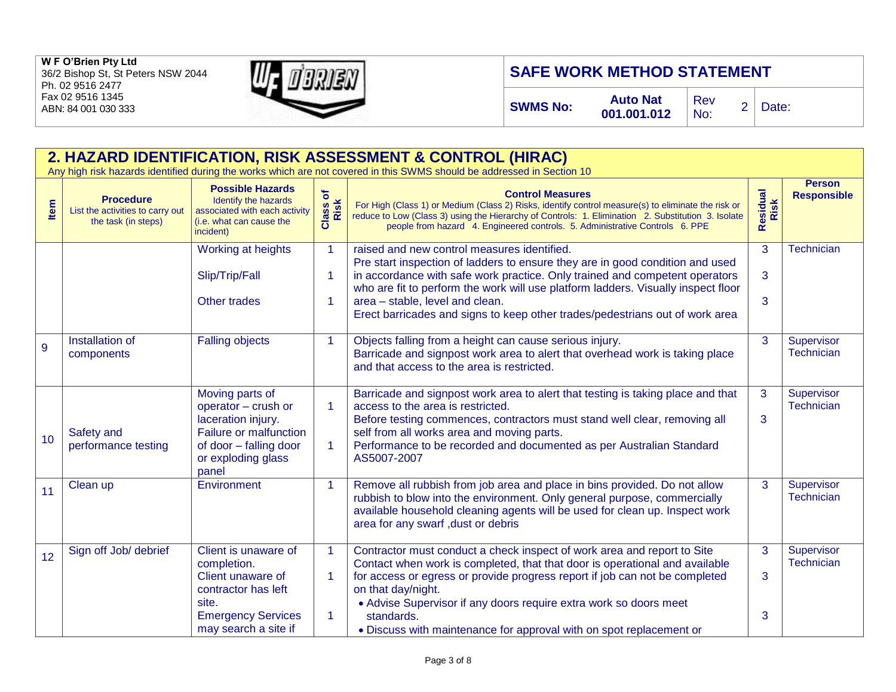| W F O'Brien Pty Ltd<br>36/2 Bishop St, St Peters NSW 2044<br>Ph. 02 9516 2477<br>Fax 02 9516 1345<br>ABN: 84 001 030 333 | **SAFE WORK METHOD STATEMENT** | | | | |
|---|---|---|---|---|---|
| | **SWMS No:** | **Auto Nat 001.001.012** | Rev No: | 2 | Date: |

## 2. HAZARD IDENTIFICATION, RISK ASSESSMENT & CONTROL (HIRAC)

Any high risk hazards identified during the works which are not covered in this SWMS should be addressed in Section 10

| Item | **Procedure** List the activities to carry out the task (in steps) | **Possible Hazards** Identify the hazards associated with each activity (i.e. what can cause the incident) | Class of Risk | **Control Measures** For High (Class 1) or Medium (Class 2) Risks, identify control measure(s) to eliminate the risk or reduce to Low (Class 3) using the Hierarchy of Controls: 1. Elimination 2. Substitution 3. Isolate people from hazard 4. Engineered controls. 5. Administrative Controls 6. PPE | Residual Risk | Person Responsible |
|---|---|---|---|---|---|---|
| | | Working at heights<br><br>Slip/Trip/Fall<br><br>Other trades | 1<br><br>1<br><br>1 | raised and new control measures identified.<br>Pre start inspection of ladders to ensure they are in good condition and used in accordance with safe work practice. Only trained and competent operators who are fit to perform the work will use platform ladders. Visually inspect floor area – stable, level and clean.<br>Erect barricades and signs to keep other trades/pedestrians out of work area | 3<br><br>3<br><br>3 | Technician |
| 9 | Installation of components | Falling objects | 1 | Objects falling from a height can cause serious injury.<br>Barricade and signpost work area to alert that overhead work is taking place and that access to the area is restricted. | 3 | Supervisor Technician |
| 10 | Safety and performance testing | Moving parts of operator – crush or laceration injury.<br>Failure or malfunction of door – falling door or exploding glass panel | 1<br><br>1 | Barricade and signpost work area to alert that testing is taking place and that access to the area is restricted.<br>Before testing commences, contractors must stand well clear, removing all self from all works area and moving parts.<br>Performance to be recorded and documented as per Australian Standard AS5007-2007 | 3<br><br>3 | Supervisor Technician |
| 11 | Clean up | Environment | 1 | Remove all rubbish from job area and place in bins provided. Do not allow rubbish to blow into the environment. Only general purpose, commercially available household cleaning agents will be used for clean up. Inspect work area for any swarf ,dust or debris | 3 | Supervisor Technician |
| 12 | Sign off Job/ debrief | Client is unaware of completion.<br>Client unaware of contractor has left site.<br>Emergency Services may search a site if | 1<br><br>1<br><br>1 | Contractor must conduct a check inspect of work area and report to Site Contact when work is completed, that that door is operational and available for access or egress or provide progress report if job can not be completed on that day/night.<br>• Advise Supervisor if any doors require extra work so doors meet standards.<br>• Discuss with maintenance for approval with on spot replacement or | 3<br><br>3<br><br>3 | Supervisor Technician |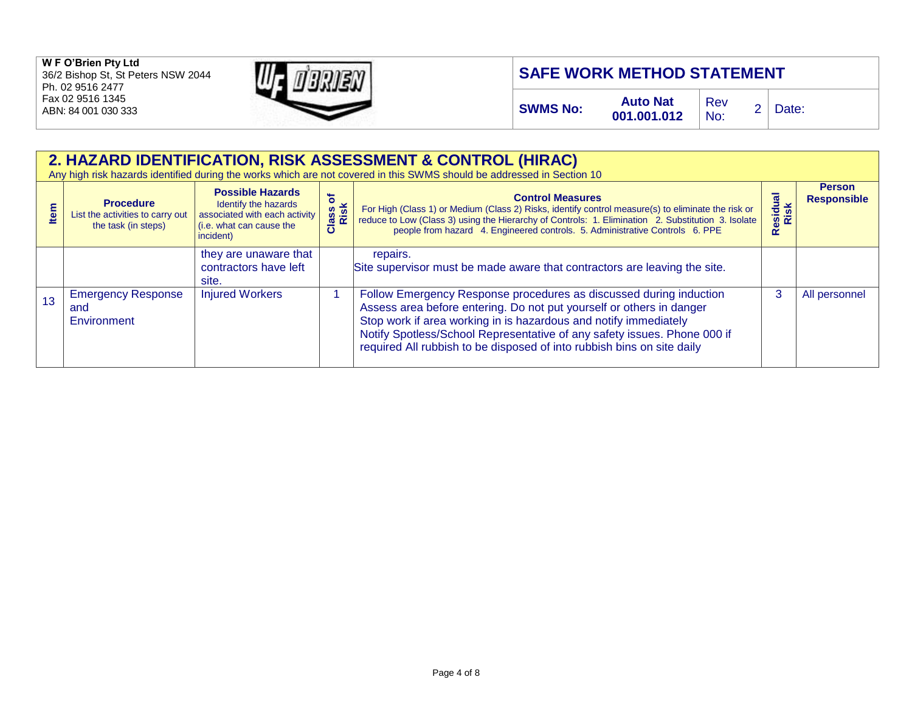**W F O'Brien Pty Ltd**
36/2 Bishop St, St Peters NSW 2044
Ph. 02 9516 2477
Fax 02 9516 1345
ABN: 84 001 030 333

# SAFE WORK METHOD STATEMENT

| SWMS No: | Auto Nat 001.001.012 | Rev No: | 2 | Date: |
|---|---|---|---|---|

## 2. HAZARD IDENTIFICATION, RISK ASSESSMENT & CONTROL (HIRAC)

Any high risk hazards identified during the works which are not covered in this SWMS should be addressed in Section 10

| Item | Procedure<br>List the activities to carry out the task (in steps) | Possible Hazards<br>Identify the hazards associated with each activity (i.e. what can cause the incident) | Class of Risk | Control Measures<br>For High (Class 1) or Medium (Class 2) Risks, identify control measure(s) to eliminate the risk or reduce to Low (Class 3) using the Hierarchy of Controls: 1. Elimination 2. Substitution 3. Isolate people from hazard 4. Engineered controls. 5. Administrative Controls 6. PPE | Residual Risk | Person Responsible |
|---|---|---|---|---|---|---|
| | | they are unaware that contractors have left site. | | repairs.<br>Site supervisor must be made aware that contractors are leaving the site. | | |
| 13 | Emergency Response and Environment | Injured Workers | 1 | Follow Emergency Response procedures as discussed during induction<br>Assess area before entering. Do not put yourself or others in danger<br>Stop work if area working in is hazardous and notify immediately<br>Notify Spotless/School Representative of any safety issues. Phone 000 if required All rubbish to be disposed of into rubbish bins on site daily | 3 | All personnel |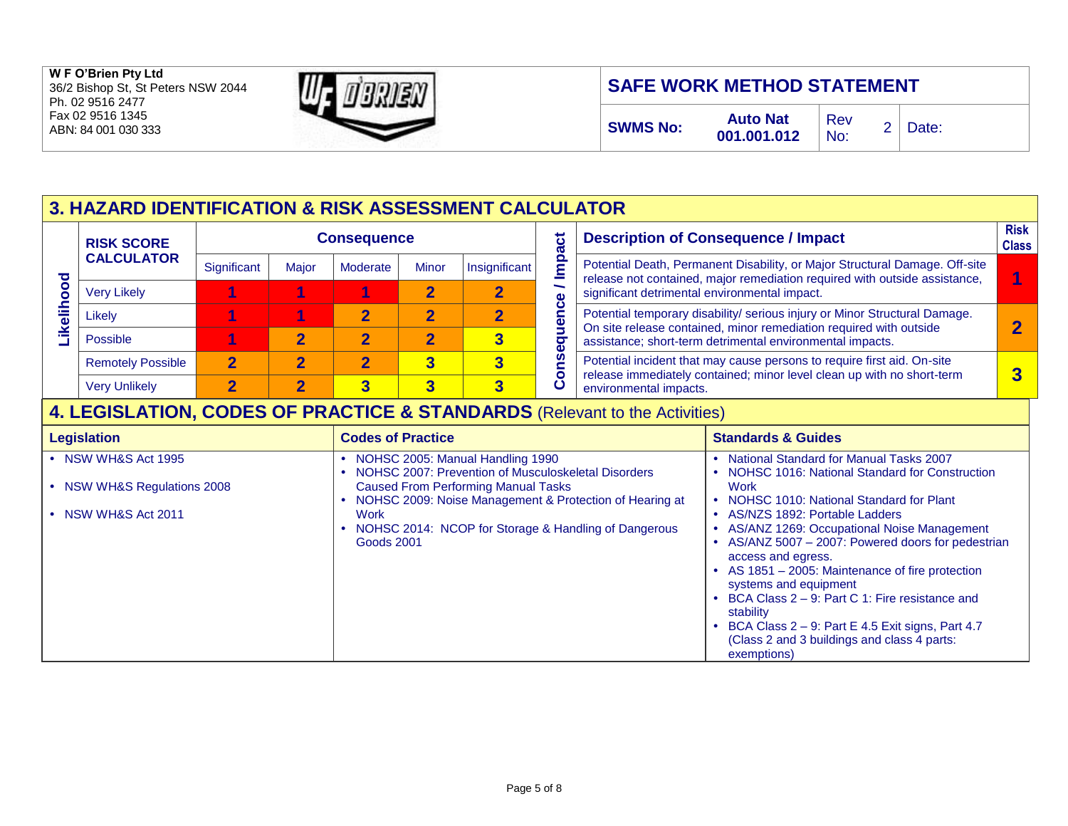W F O'Brien Pty Ltd
36/2 Bishop St, St Peters NSW 2044
Ph. 02 9516 2477
Fax 02 9516 1345
ABN: 84 001 030 333

| SAFE WORK METHOD STATEMENT | | | | |
|---|---|---|---|---|
| SWMS No: | Auto Nat 001.001.012 | Rev No: | 2 | Date: |

## 3. HAZARD IDENTIFICATION & RISK ASSESSMENT CALCULATOR

| RISK SCORE CALCULATOR | Consequence | | | | |
|---|---|---|---|---|---|
| Likelihood | Significant | Major | Moderate | Minor | Insignificant |
| Very Likely | 1 | 1 | 1 | 2 | 2 |
| Likely | 1 | 1 | 2 | 2 | 2 |
| Possible | 1 | 2 | 2 | 2 | 3 |
| Remotely Possible | 2 | 2 | 2 | 3 | 3 |
| Very Unlikely | 2 | 2 | 3 | 3 | 3 |

| Consequence / Impact: Description of Consequence / Impact | Risk Class |
|---|---|
| Potential Death, Permanent Disability, or Major Structural Damage. Off-site release not contained, major remediation required with outside assistance, significant detrimental environmental impact. | 1 |
| Potential temporary disability/ serious injury or Minor Structural Damage. On site release contained, minor remediation required with outside assistance; short-term detrimental environmental impacts. | 2 |
| Potential incident that may cause persons to require first aid. On-site release immediately contained; minor level clean up with no short-term environmental impacts. | 3 |

## 4. LEGISLATION, CODES OF PRACTICE & STANDARDS (Relevant to the Activities)

### Legislation

- NSW WH&S Act 1995
- NSW WH&S Regulations 2008
- NSW WH&S Act 2011

### Codes of Practice

- NOHSC 2005: Manual Handling 1990
- NOHSC 2007: Prevention of Musculoskeletal Disorders Caused From Performing Manual Tasks
- NOHSC 2009: Noise Management & Protection of Hearing at Work
- NOHSC 2014: NCOP for Storage & Handling of Dangerous Goods 2001

### Standards & Guides

- National Standard for Manual Tasks 2007
- NOHSC 1016: National Standard for Construction Work
- NOHSC 1010: National Standard for Plant
- AS/NZS 1892: Portable Ladders
- AS/ANZ 1269: Occupational Noise Management
- AS/ANZ 5007 – 2007: Powered doors for pedestrian access and egress.
- AS 1851 – 2005: Maintenance of fire protection systems and equipment
- BCA Class 2 – 9: Part C 1: Fire resistance and stability
- BCA Class 2 – 9: Part E 4.5 Exit signs, Part 4.7 (Class 2 and 3 buildings and class 4 parts: exemptions)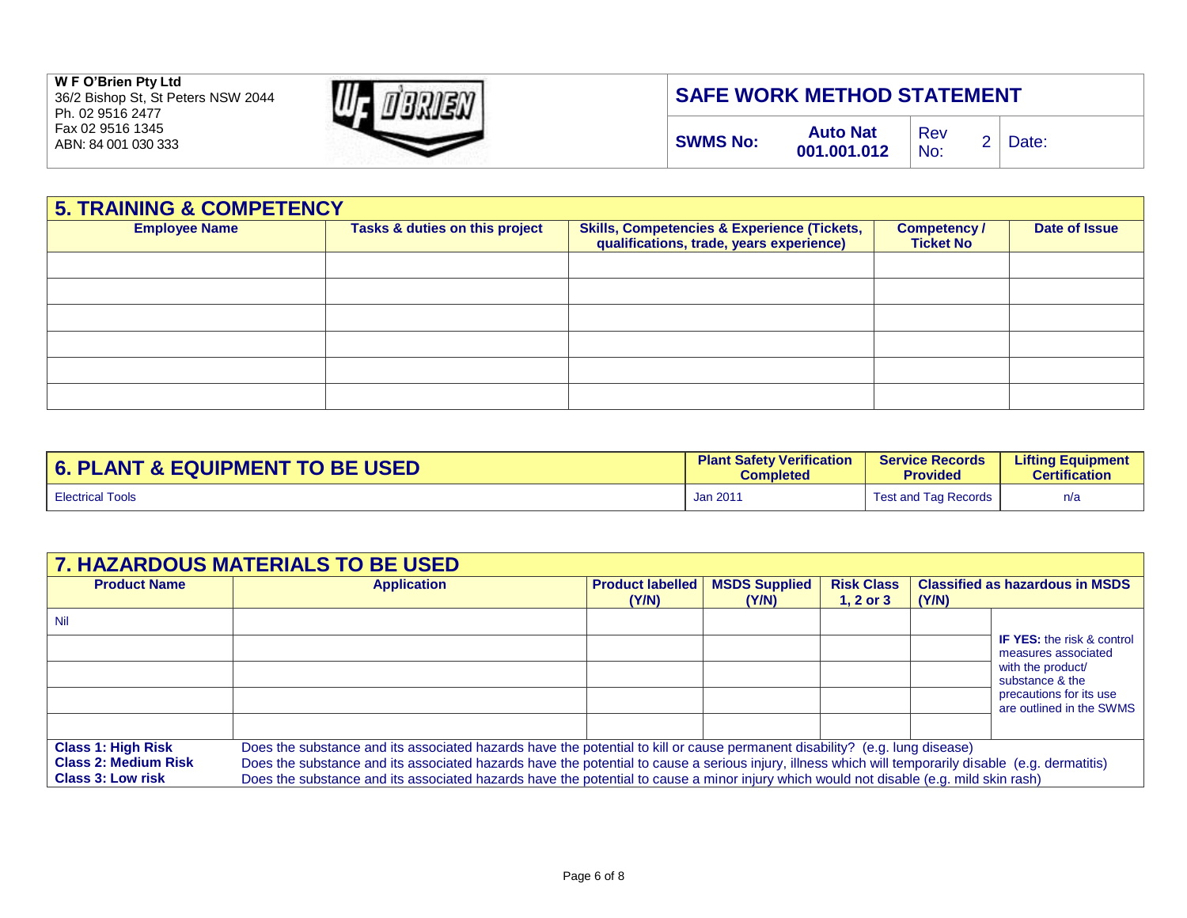**W F O'Brien Pty Ltd**
36/2 Bishop St, St Peters NSW 2044
Ph. 02 9516 2477
Fax 02 9516 1345
ABN: 84 001 030 333

| SAFE WORK METHOD STATEMENT | | | | |
|---|---|---|---|---|
| **SWMS No:** | **Auto Nat 001.001.012** | Rev No: | 2 | Date: |

## 5. TRAINING & COMPETENCY

| Employee Name | Tasks & duties on this project | Skills, Competencies & Experience (Tickets, qualifications, trade, years experience) | Competency / Ticket No | Date of Issue |
|---|---|---|---|---|
| | | | | |
| | | | | |
| | | | | |
| | | | | |
| | | | | |
| | | | | |

## 6. PLANT & EQUIPMENT TO BE USED

| 6. PLANT & EQUIPMENT TO BE USED | Plant Safety Verification Completed | Service Records Provided | Lifting Equipment Certification |
|---|---|---|---|
| Electrical Tools | Jan 2011 | Test and Tag Records | n/a |

## 7. HAZARDOUS MATERIALS TO BE USED

| Product Name | Application | Product labelled (Y/N) | MSDS Supplied (Y/N) | Risk Class 1, 2 or 3 | Classified as hazardous in MSDS (Y/N) | |
|---|---|---|---|---|---|---|
| Nil | | | | | | **IF YES:** the risk & control measures associated with the product/ substance & the precautions for its use are outlined in the SWMS |
| | | | | | | |
| | | | | | | |
| | | | | | | |
| | | | | | | |

**Class 1: High Risk** Does the substance and its associated hazards have the potential to kill or cause permanent disability? (e.g. lung disease)
**Class 2: Medium Risk** Does the substance and its associated hazards have the potential to cause a serious injury, illness which will temporarily disable (e.g. dermatitis)
**Class 3: Low risk** Does the substance and its associated hazards have the potential to cause a minor injury which would not disable (e.g. mild skin rash)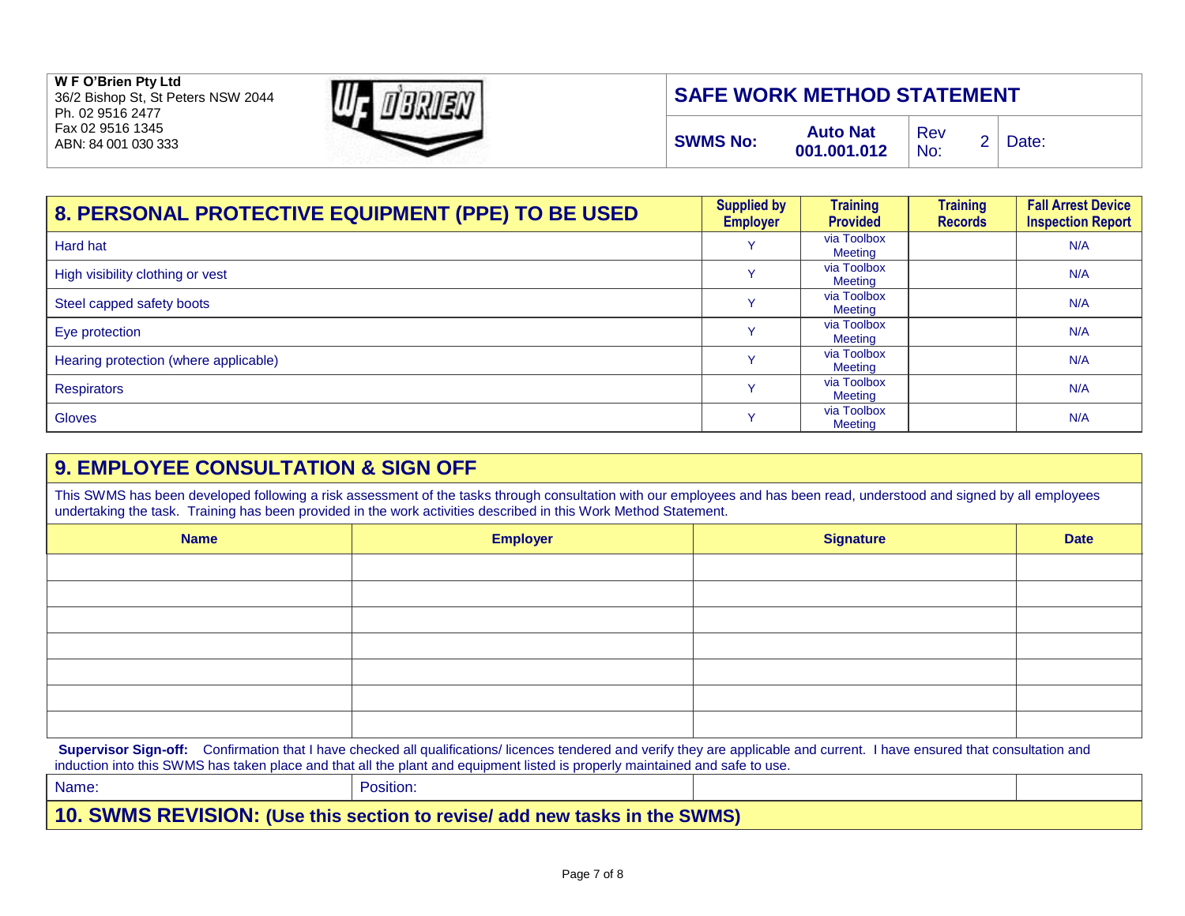**W F O'Brien Pty Ltd**
36/2 Bishop St, St Peters NSW 2044
Ph. 02 9516 2477
Fax 02 9516 1345
ABN: 84 001 030 333

## SAFE WORK METHOD STATEMENT

| SWMS No: | Auto Nat 001.001.012 | Rev No: | 2 | Date: |
|---|---|---|---|---|

| 8. PERSONAL PROTECTIVE EQUIPMENT (PPE) TO BE USED | Supplied by Employer | Training Provided | Training Records | Fall Arrest Device Inspection Report |
|---|---|---|---|---|
| Hard hat | Y | via Toolbox Meeting | | N/A |
| High visibility clothing or vest | Y | via Toolbox Meeting | | N/A |
| Steel capped safety boots | Y | via Toolbox Meeting | | N/A |
| Eye protection | Y | via Toolbox Meeting | | N/A |
| Hearing protection (where applicable) | Y | via Toolbox Meeting | | N/A |
| Respirators | Y | via Toolbox Meeting | | N/A |
| Gloves | Y | via Toolbox Meeting | | N/A |

## 9. EMPLOYEE CONSULTATION & SIGN OFF

This SWMS has been developed following a risk assessment of the tasks through consultation with our employees and has been read, understood and signed by all employees undertaking the task. Training has been provided in the work activities described in this Work Method Statement.

| Name | Employer | Signature | Date |
|---|---|---|---|
| | | | |
| | | | |
| | | | |
| | | | |
| | | | |
| | | | |
| | | | |

**Supervisor Sign-off:** Confirmation that I have checked all qualifications/ licences tendered and verify they are applicable and current. I have ensured that consultation and induction into this SWMS has taken place and that all the plant and equipment listed is properly maintained and safe to use.

| Name: | Position: | | |
|---|---|---|---|

## 10. SWMS REVISION: (Use this section to revise/ add new tasks in the SWMS)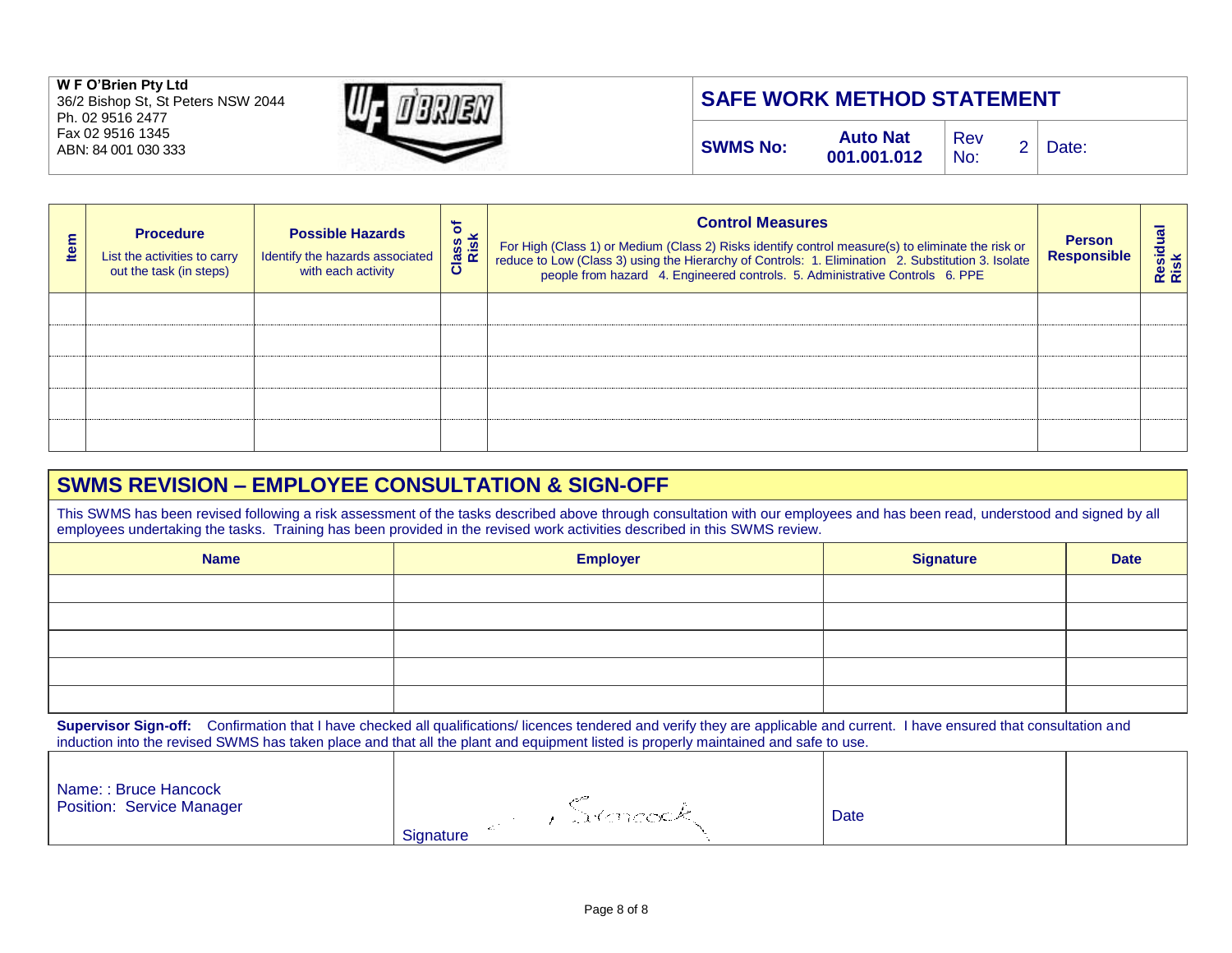**W F O'Brien Pty Ltd**
36/2 Bishop St, St Peters NSW 2044
Ph. 02 9516 2477
Fax 02 9516 1345
ABN: 84 001 030 333

## SAFE WORK METHOD STATEMENT

| SWMS No: | Auto Nat 001.001.012 | Rev No: | 2 | Date: |
|---|---|---|---|---|

| Item | **Procedure** List the activities to carry out the task (in steps) | **Possible Hazards** Identify the hazards associated with each activity | Class of Risk | **Control Measures** For High (Class 1) or Medium (Class 2) Risks identify control measure(s) to eliminate the risk or reduce to Low (Class 3) using the Hierarchy of Controls: 1. Elimination 2. Substitution 3. Isolate people from hazard 4. Engineered controls. 5. Administrative Controls 6. PPE | Person Responsible | Residual Risk |
|---|---|---|---|---|---|---|
| | | | | | | |
| | | | | | | |
| | | | | | | |
| | | | | | | |
| | | | | | | |

## SWMS REVISION – EMPLOYEE CONSULTATION & SIGN-OFF

This SWMS has been revised following a risk assessment of the tasks described above through consultation with our employees and has been read, understood and signed by all employees undertaking the tasks. Training has been provided in the revised work activities described in this SWMS review.

| Name | Employer | Signature | Date |
|---|---|---|---|
| | | | |
| | | | |
| | | | |
| | | | |
| | | | |

**Supervisor Sign-off:** Confirmation that I have checked all qualifications/ licences tendered and verify they are applicable and current. I have ensured that consultation and induction into the revised SWMS has taken place and that all the plant and equipment listed is properly maintained and safe to use.

| | | | |
|---|---|---|---|
| Name: : Bruce Hancock<br>Position: Service Manager | Signature | Date | |